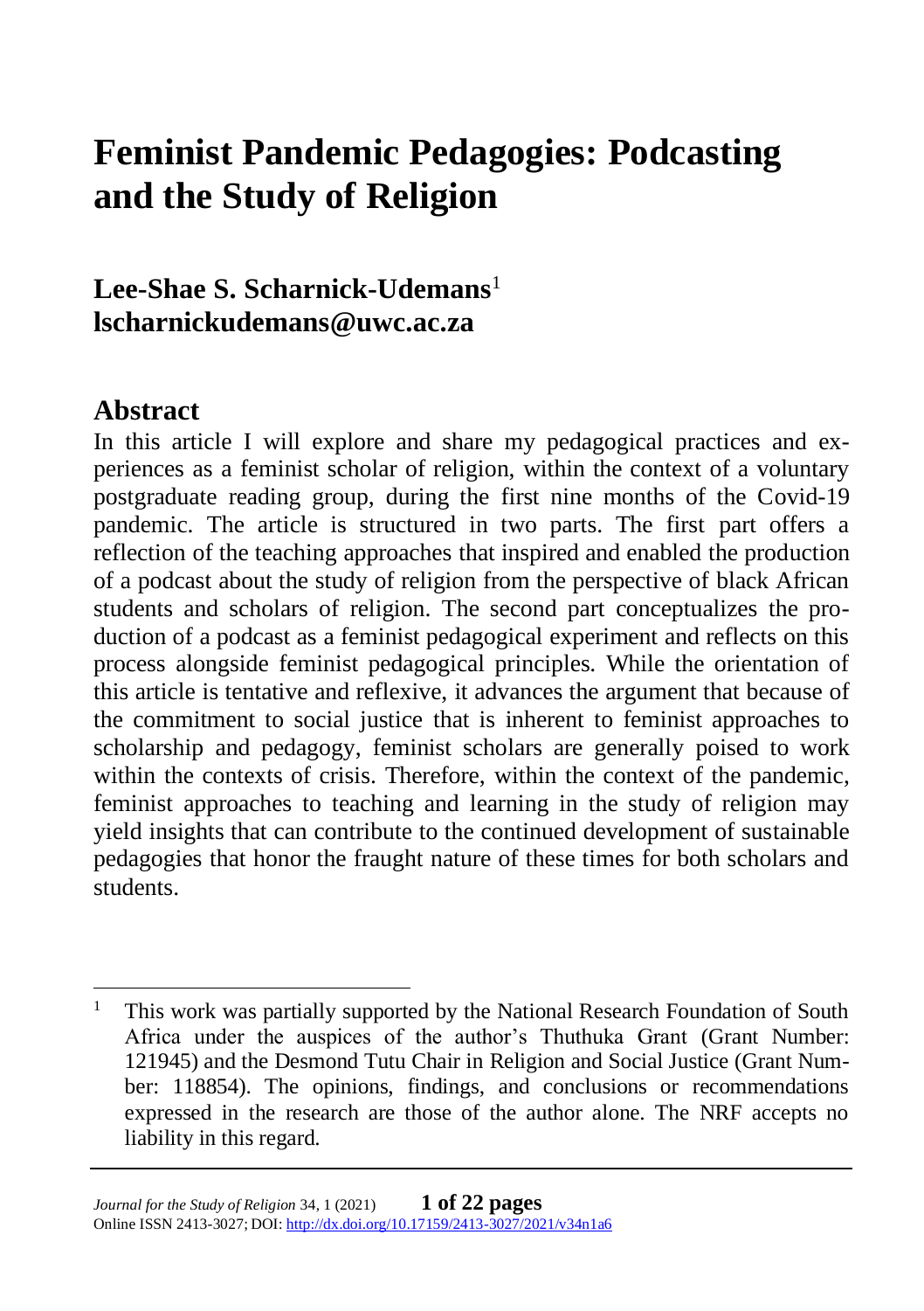# Feminist Pandemic Pedagogies: Podcasting and the Study of Religion

**Lee-Shae S. Scharnick-Udemans**[1]
**lscharnickudemans@uwc.ac.za**

## Abstract

In this article I will explore and share my pedagogical practices and experiences as a feminist scholar of religion, within the context of a voluntary postgraduate reading group, during the first nine months of the Covid-19 pandemic. The article is structured in two parts. The first part offers a reflection of the teaching approaches that inspired and enabled the production of a podcast about the study of religion from the perspective of black African students and scholars of religion. The second part conceptualizes the production of a podcast as a feminist pedagogical experiment and reflects on this process alongside feminist pedagogical principles. While the orientation of this article is tentative and reflexive, it advances the argument that because of the commitment to social justice that is inherent to feminist approaches to scholarship and pedagogy, feminist scholars are generally poised to work within the contexts of crisis. Therefore, within the context of the pandemic, feminist approaches to teaching and learning in the study of religion may yield insights that can contribute to the continued development of sustainable pedagogies that honor the fraught nature of these times for both scholars and students.

---

[1] This work was partially supported by the National Research Foundation of South Africa under the auspices of the author's Thuthuka Grant (Grant Number: 121945) and the Desmond Tutu Chair in Religion and Social Justice (Grant Number: 118854). The opinions, findings, and conclusions or recommendations expressed in the research are those of the author alone. The NRF accepts no liability in this regard.

*Journal for the Study of Religion* 34, 1 (2021)
Online ISSN 2413-3027; DOI: http://dx.doi.org/10.17159/2413-3027/2021/v34n1a6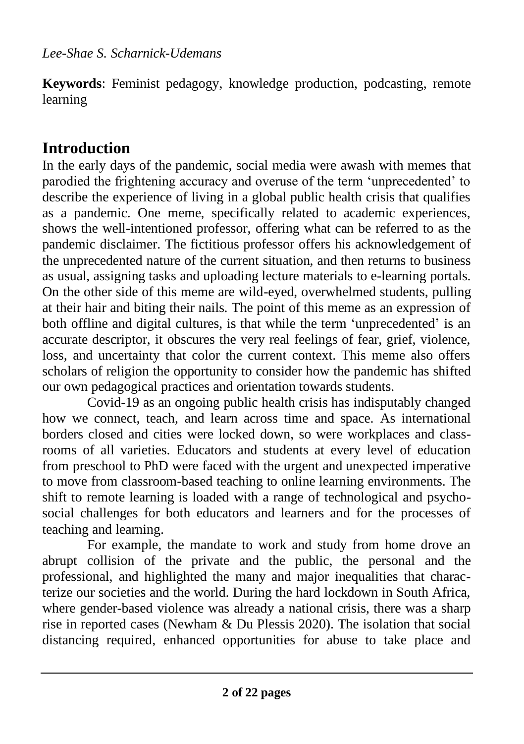**Keywords**: Feminist pedagogy, knowledge production, podcasting, remote learning

## Introduction

In the early days of the pandemic, social media were awash with memes that parodied the frightening accuracy and overuse of the term 'unprecedented' to describe the experience of living in a global public health crisis that qualifies as a pandemic. One meme, specifically related to academic experiences, shows the well-intentioned professor, offering what can be referred to as the pandemic disclaimer. The fictitious professor offers his acknowledgement of the unprecedented nature of the current situation, and then returns to business as usual, assigning tasks and uploading lecture materials to e-learning portals. On the other side of this meme are wild-eyed, overwhelmed students, pulling at their hair and biting their nails. The point of this meme as an expression of both offline and digital cultures, is that while the term 'unprecedented' is an accurate descriptor, it obscures the very real feelings of fear, grief, violence, loss, and uncertainty that color the current context. This meme also offers scholars of religion the opportunity to consider how the pandemic has shifted our own pedagogical practices and orientation towards students.

Covid-19 as an ongoing public health crisis has indisputably changed how we connect, teach, and learn across time and space. As international borders closed and cities were locked down, so were workplaces and classrooms of all varieties. Educators and students at every level of education from preschool to PhD were faced with the urgent and unexpected imperative to move from classroom-based teaching to online learning environments. The shift to remote learning is loaded with a range of technological and psychosocial challenges for both educators and learners and for the processes of teaching and learning.

For example, the mandate to work and study from home drove an abrupt collision of the private and the public, the personal and the professional, and highlighted the many and major inequalities that characterize our societies and the world. During the hard lockdown in South Africa, where gender-based violence was already a national crisis, there was a sharp rise in reported cases (Newham & Du Plessis 2020). The isolation that social distancing required, enhanced opportunities for abuse to take place and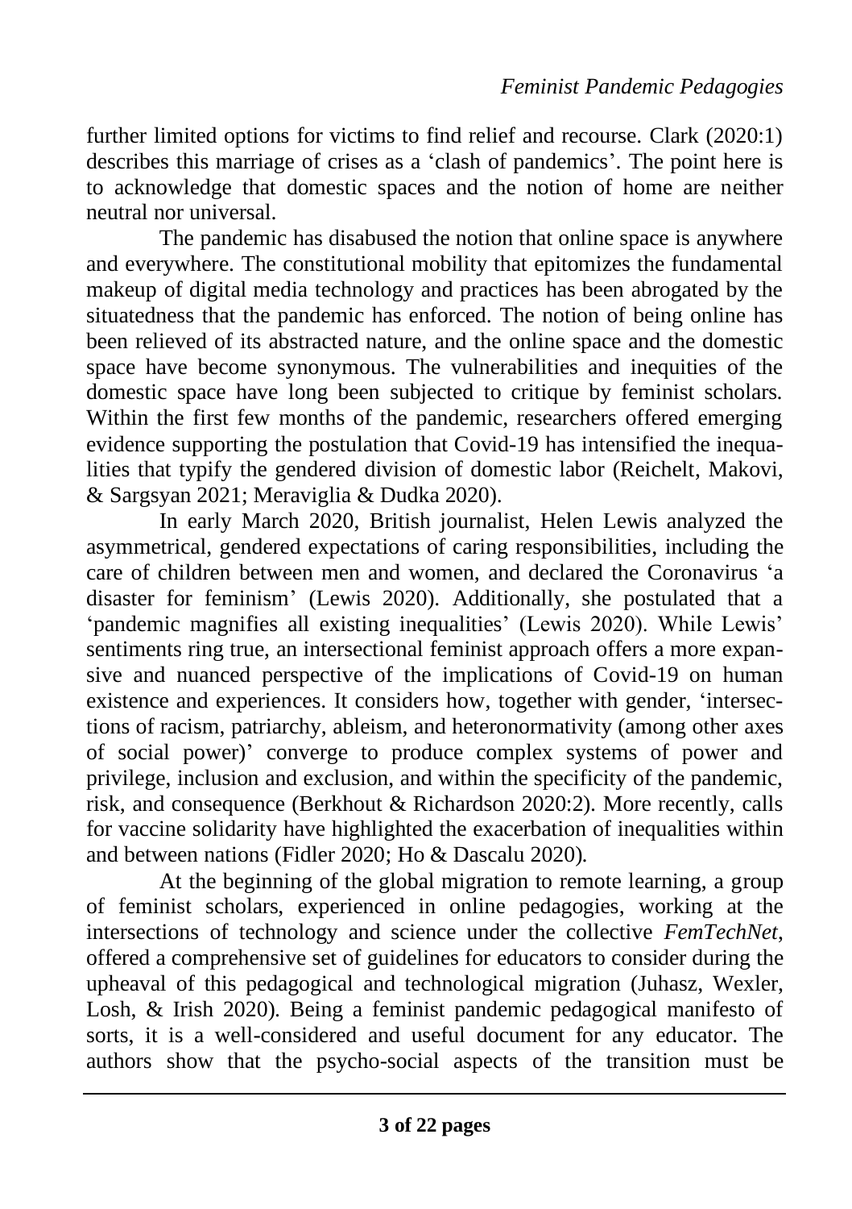further limited options for victims to find relief and recourse. Clark (2020:1) describes this marriage of crises as a 'clash of pandemics'. The point here is to acknowledge that domestic spaces and the notion of home are neither neutral nor universal.

The pandemic has disabused the notion that online space is anywhere and everywhere. The constitutional mobility that epitomizes the fundamental makeup of digital media technology and practices has been abrogated by the situatedness that the pandemic has enforced. The notion of being online has been relieved of its abstracted nature, and the online space and the domestic space have become synonymous. The vulnerabilities and inequities of the domestic space have long been subjected to critique by feminist scholars. Within the first few months of the pandemic, researchers offered emerging evidence supporting the postulation that Covid-19 has intensified the inequalities that typify the gendered division of domestic labor (Reichelt, Makovi, & Sargsyan 2021; Meraviglia & Dudka 2020).

In early March 2020, British journalist, Helen Lewis analyzed the asymmetrical, gendered expectations of caring responsibilities, including the care of children between men and women, and declared the Coronavirus 'a disaster for feminism' (Lewis 2020). Additionally, she postulated that a 'pandemic magnifies all existing inequalities' (Lewis 2020). While Lewis' sentiments ring true, an intersectional feminist approach offers a more expansive and nuanced perspective of the implications of Covid-19 on human existence and experiences. It considers how, together with gender, 'intersections of racism, patriarchy, ableism, and heteronormativity (among other axes of social power)' converge to produce complex systems of power and privilege, inclusion and exclusion, and within the specificity of the pandemic, risk, and consequence (Berkhout & Richardson 2020:2). More recently, calls for vaccine solidarity have highlighted the exacerbation of inequalities within and between nations (Fidler 2020; Ho & Dascalu 2020).

At the beginning of the global migration to remote learning, a group of feminist scholars, experienced in online pedagogies, working at the intersections of technology and science under the collective *FemTechNet*, offered a comprehensive set of guidelines for educators to consider during the upheaval of this pedagogical and technological migration (Juhasz, Wexler, Losh, & Irish 2020). Being a feminist pandemic pedagogical manifesto of sorts, it is a well-considered and useful document for any educator. The authors show that the psycho-social aspects of the transition must be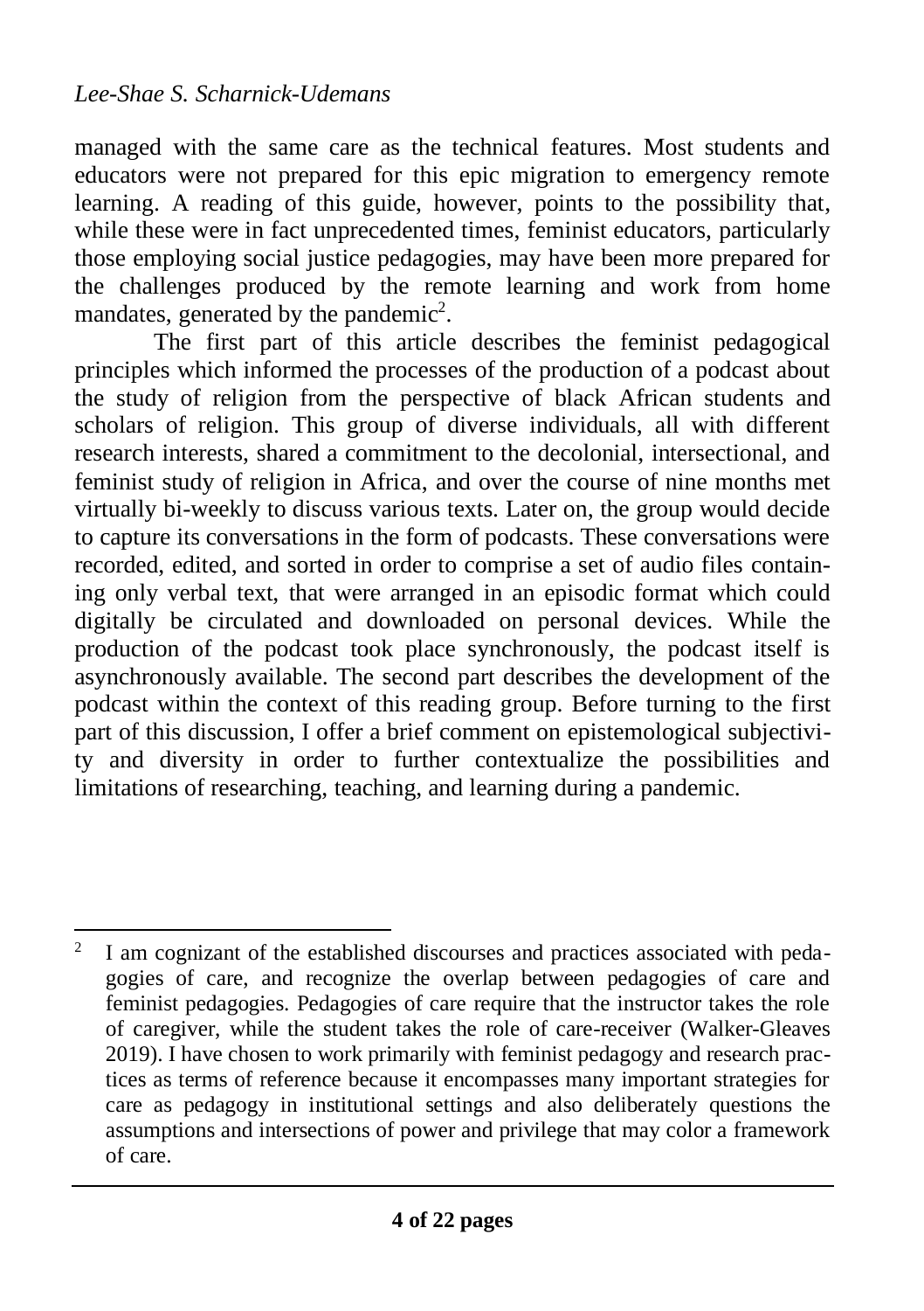managed with the same care as the technical features. Most students and educators were not prepared for this epic migration to emergency remote learning. A reading of this guide, however, points to the possibility that, while these were in fact unprecedented times, feminist educators, particularly those employing social justice pedagogies, may have been more prepared for the challenges produced by the remote learning and work from home mandates, generated by the pandemic[2].

The first part of this article describes the feminist pedagogical principles which informed the processes of the production of a podcast about the study of religion from the perspective of black African students and scholars of religion. This group of diverse individuals, all with different research interests, shared a commitment to the decolonial, intersectional, and feminist study of religion in Africa, and over the course of nine months met virtually bi-weekly to discuss various texts. Later on, the group would decide to capture its conversations in the form of podcasts. These conversations were recorded, edited, and sorted in order to comprise a set of audio files containing only verbal text, that were arranged in an episodic format which could digitally be circulated and downloaded on personal devices. While the production of the podcast took place synchronously, the podcast itself is asynchronously available. The second part describes the development of the podcast within the context of this reading group. Before turning to the first part of this discussion, I offer a brief comment on epistemological subjectivity and diversity in order to further contextualize the possibilities and limitations of researching, teaching, and learning during a pandemic.

---

[2] I am cognizant of the established discourses and practices associated with pedagogies of care, and recognize the overlap between pedagogies of care and feminist pedagogies. Pedagogies of care require that the instructor takes the role of caregiver, while the student takes the role of care-receiver (Walker-Gleaves 2019). I have chosen to work primarily with feminist pedagogy and research practices as terms of reference because it encompasses many important strategies for care as pedagogy in institutional settings and also deliberately questions the assumptions and intersections of power and privilege that may color a framework of care.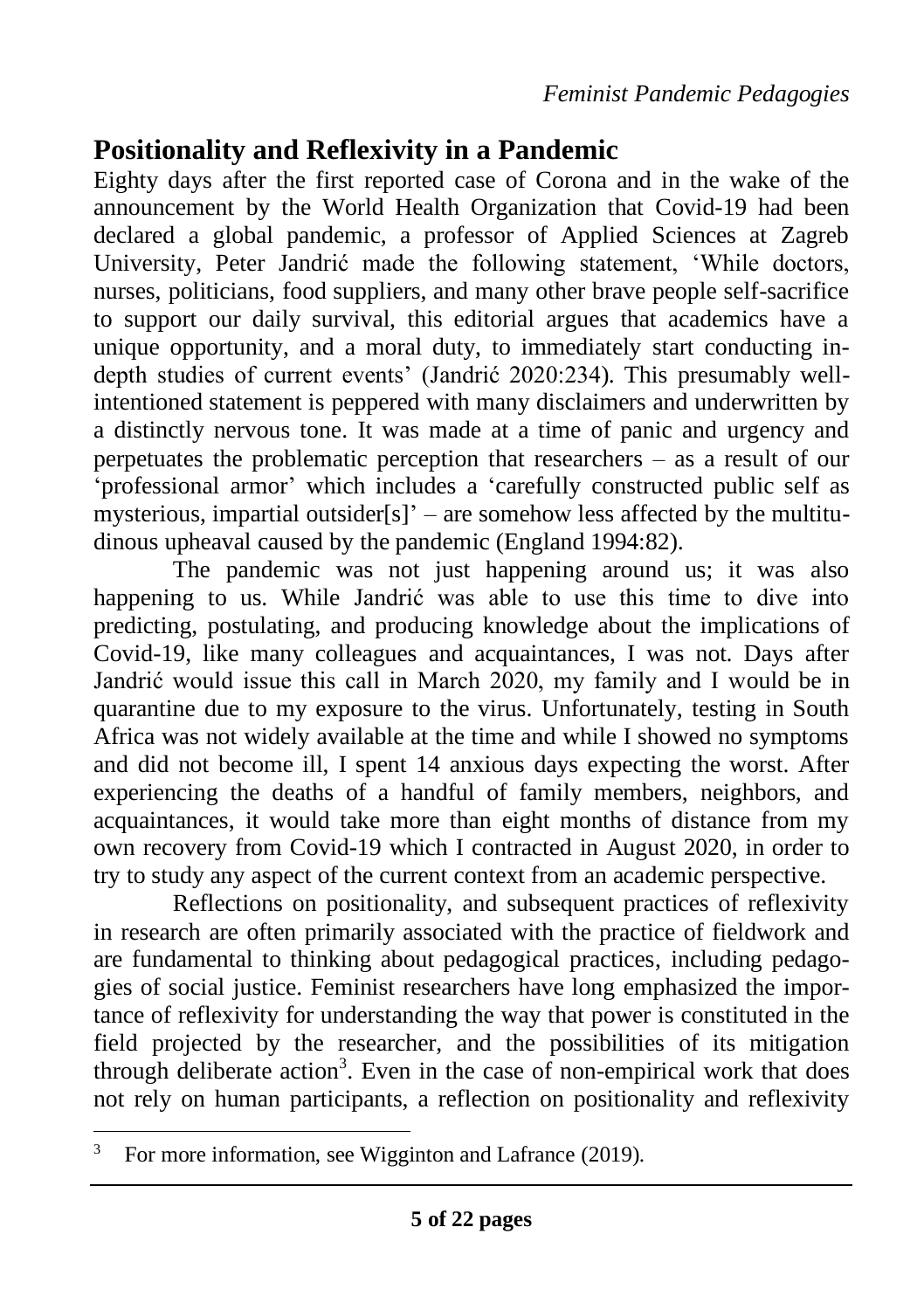## Positionality and Reflexivity in a Pandemic

Eighty days after the first reported case of Corona and in the wake of the announcement by the World Health Organization that Covid-19 had been declared a global pandemic, a professor of Applied Sciences at Zagreb University, Peter Jandrić made the following statement, 'While doctors, nurses, politicians, food suppliers, and many other brave people self-sacrifice to support our daily survival, this editorial argues that academics have a unique opportunity, and a moral duty, to immediately start conducting in-depth studies of current events' (Jandrić 2020:234). This presumably well-intentioned statement is peppered with many disclaimers and underwritten by a distinctly nervous tone. It was made at a time of panic and urgency and perpetuates the problematic perception that researchers – as a result of our 'professional armor' which includes a 'carefully constructed public self as mysterious, impartial outsider[s]' – are somehow less affected by the multitudinous upheaval caused by the pandemic (England 1994:82).

The pandemic was not just happening around us; it was also happening to us. While Jandrić was able to use this time to dive into predicting, postulating, and producing knowledge about the implications of Covid-19, like many colleagues and acquaintances, I was not. Days after Jandrić would issue this call in March 2020, my family and I would be in quarantine due to my exposure to the virus. Unfortunately, testing in South Africa was not widely available at the time and while I showed no symptoms and did not become ill, I spent 14 anxious days expecting the worst. After experiencing the deaths of a handful of family members, neighbors, and acquaintances, it would take more than eight months of distance from my own recovery from Covid-19 which I contracted in August 2020, in order to try to study any aspect of the current context from an academic perspective.

Reflections on positionality, and subsequent practices of reflexivity in research are often primarily associated with the practice of fieldwork and are fundamental to thinking about pedagogical practices, including pedagogies of social justice. Feminist researchers have long emphasized the importance of reflexivity for understanding the way that power is constituted in the field projected by the researcher, and the possibilities of its mitigation through deliberate action[3]. Even in the case of non-empirical work that does not rely on human participants, a reflection on positionality and reflexivity

[3] For more information, see Wigginton and Lafrance (2019).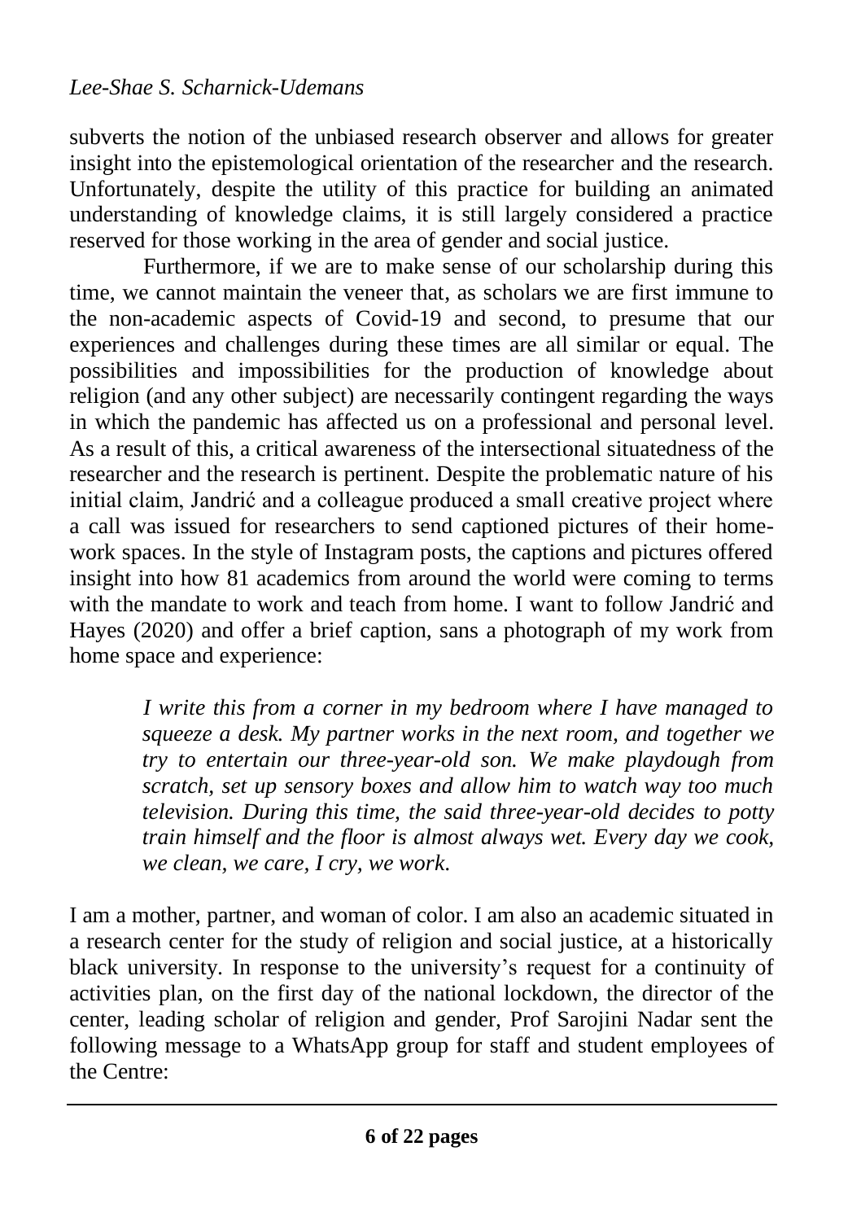subverts the notion of the unbiased research observer and allows for greater insight into the epistemological orientation of the researcher and the research. Unfortunately, despite the utility of this practice for building an animated understanding of knowledge claims, it is still largely considered a practice reserved for those working in the area of gender and social justice.

Furthermore, if we are to make sense of our scholarship during this time, we cannot maintain the veneer that, as scholars we are first immune to the non-academic aspects of Covid-19 and second, to presume that our experiences and challenges during these times are all similar or equal. The possibilities and impossibilities for the production of knowledge about religion (and any other subject) are necessarily contingent regarding the ways in which the pandemic has affected us on a professional and personal level. As a result of this, a critical awareness of the intersectional situatedness of the researcher and the research is pertinent. Despite the problematic nature of his initial claim, Jandrić and a colleague produced a small creative project where a call was issued for researchers to send captioned pictures of their home-work spaces. In the style of Instagram posts, the captions and pictures offered insight into how 81 academics from around the world were coming to terms with the mandate to work and teach from home. I want to follow Jandrić and Hayes (2020) and offer a brief caption, sans a photograph of my work from home space and experience:

> *I write this from a corner in my bedroom where I have managed to squeeze a desk. My partner works in the next room, and together we try to entertain our three-year-old son. We make playdough from scratch, set up sensory boxes and allow him to watch way too much television. During this time, the said three-year-old decides to potty train himself and the floor is almost always wet. Every day we cook, we clean, we care, I cry, we work.*

I am a mother, partner, and woman of color. I am also an academic situated in a research center for the study of religion and social justice, at a historically black university. In response to the university's request for a continuity of activities plan, on the first day of the national lockdown, the director of the center, leading scholar of religion and gender, Prof Sarojini Nadar sent the following message to a WhatsApp group for staff and student employees of the Centre: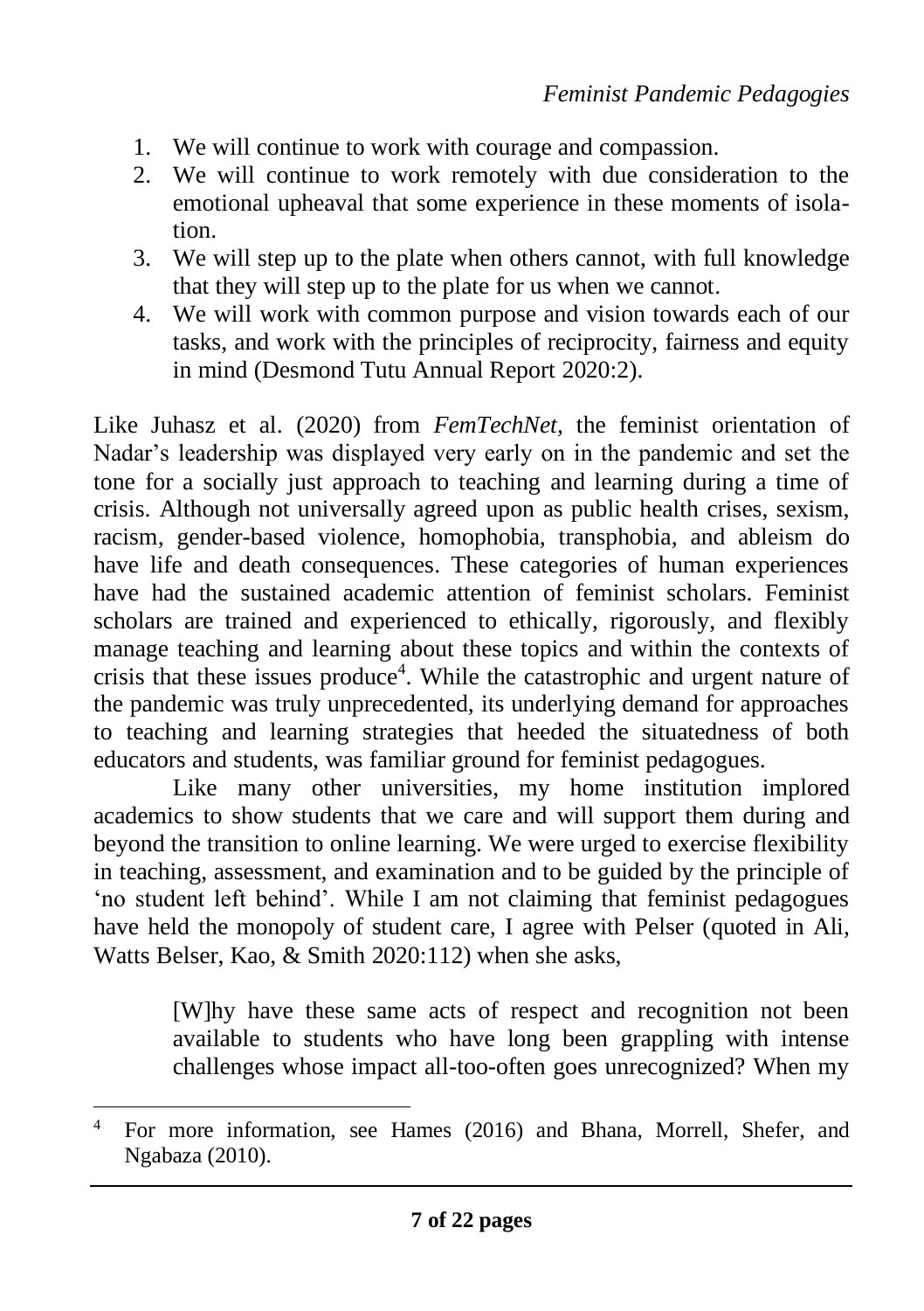1. We will continue to work with courage and compassion.
2. We will continue to work remotely with due consideration to the emotional upheaval that some experience in these moments of isolation.
3. We will step up to the plate when others cannot, with full knowledge that they will step up to the plate for us when we cannot.
4. We will work with common purpose and vision towards each of our tasks, and work with the principles of reciprocity, fairness and equity in mind (Desmond Tutu Annual Report 2020:2).

Like Juhasz et al. (2020) from *FemTechNet*, the feminist orientation of Nadar's leadership was displayed very early on in the pandemic and set the tone for a socially just approach to teaching and learning during a time of crisis. Although not universally agreed upon as public health crises, sexism, racism, gender-based violence, homophobia, transphobia, and ableism do have life and death consequences. These categories of human experiences have had the sustained academic attention of feminist scholars. Feminist scholars are trained and experienced to ethically, rigorously, and flexibly manage teaching and learning about these topics and within the contexts of crisis that these issues produce[4]. While the catastrophic and urgent nature of the pandemic was truly unprecedented, its underlying demand for approaches to teaching and learning strategies that heeded the situatedness of both educators and students, was familiar ground for feminist pedagogues.

Like many other universities, my home institution implored academics to show students that we care and will support them during and beyond the transition to online learning. We were urged to exercise flexibility in teaching, assessment, and examination and to be guided by the principle of 'no student left behind'. While I am not claiming that feminist pedagogues have held the monopoly of student care, I agree with Pelser (quoted in Ali, Watts Belser, Kao, & Smith 2020:112) when she asks,

> [W]hy have these same acts of respect and recognition not been available to students who have long been grappling with intense challenges whose impact all-too-often goes unrecognized? When my

[4] For more information, see Hames (2016) and Bhana, Morrell, Shefer, and Ngabaza (2010).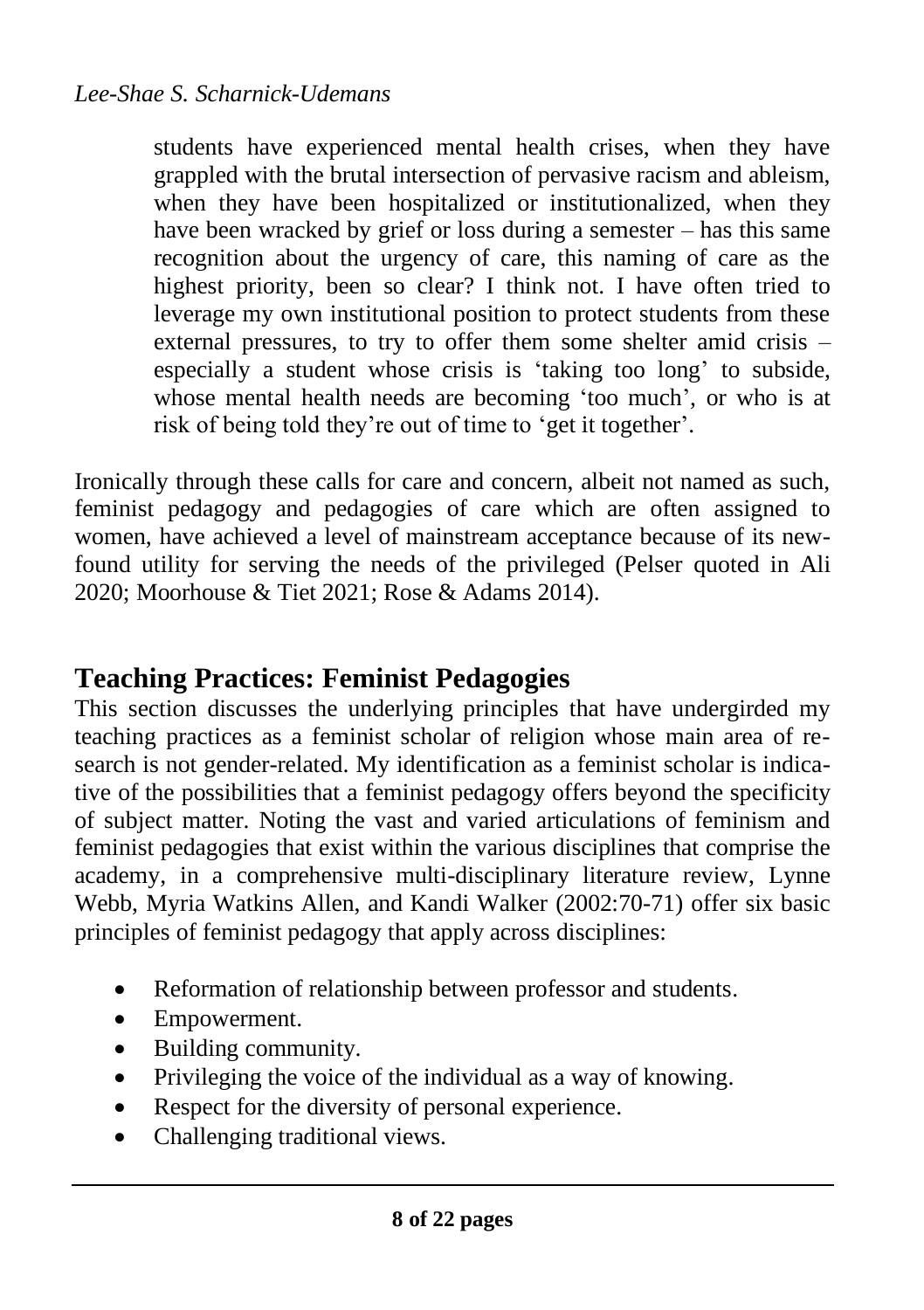> students have experienced mental health crises, when they have grappled with the brutal intersection of pervasive racism and ableism, when they have been hospitalized or institutionalized, when they have been wracked by grief or loss during a semester – has this same recognition about the urgency of care, this naming of care as the highest priority, been so clear? I think not. I have often tried to leverage my own institutional position to protect students from these external pressures, to try to offer them some shelter amid crisis – especially a student whose crisis is 'taking too long' to subside, whose mental health needs are becoming 'too much', or who is at risk of being told they're out of time to 'get it together'.

Ironically through these calls for care and concern, albeit not named as such, feminist pedagogy and pedagogies of care which are often assigned to women, have achieved a level of mainstream acceptance because of its new-found utility for serving the needs of the privileged (Pelser quoted in Ali 2020; Moorhouse & Tiet 2021; Rose & Adams 2014).

## Teaching Practices: Feminist Pedagogies

This section discusses the underlying principles that have undergirded my teaching practices as a feminist scholar of religion whose main area of research is not gender-related. My identification as a feminist scholar is indicative of the possibilities that a feminist pedagogy offers beyond the specificity of subject matter. Noting the vast and varied articulations of feminism and feminist pedagogies that exist within the various disciplines that comprise the academy, in a comprehensive multi-disciplinary literature review, Lynne Webb, Myria Watkins Allen, and Kandi Walker (2002:70-71) offer six basic principles of feminist pedagogy that apply across disciplines:

- Reformation of relationship between professor and students.
- Empowerment.
- Building community.
- Privileging the voice of the individual as a way of knowing.
- Respect for the diversity of personal experience.
- Challenging traditional views.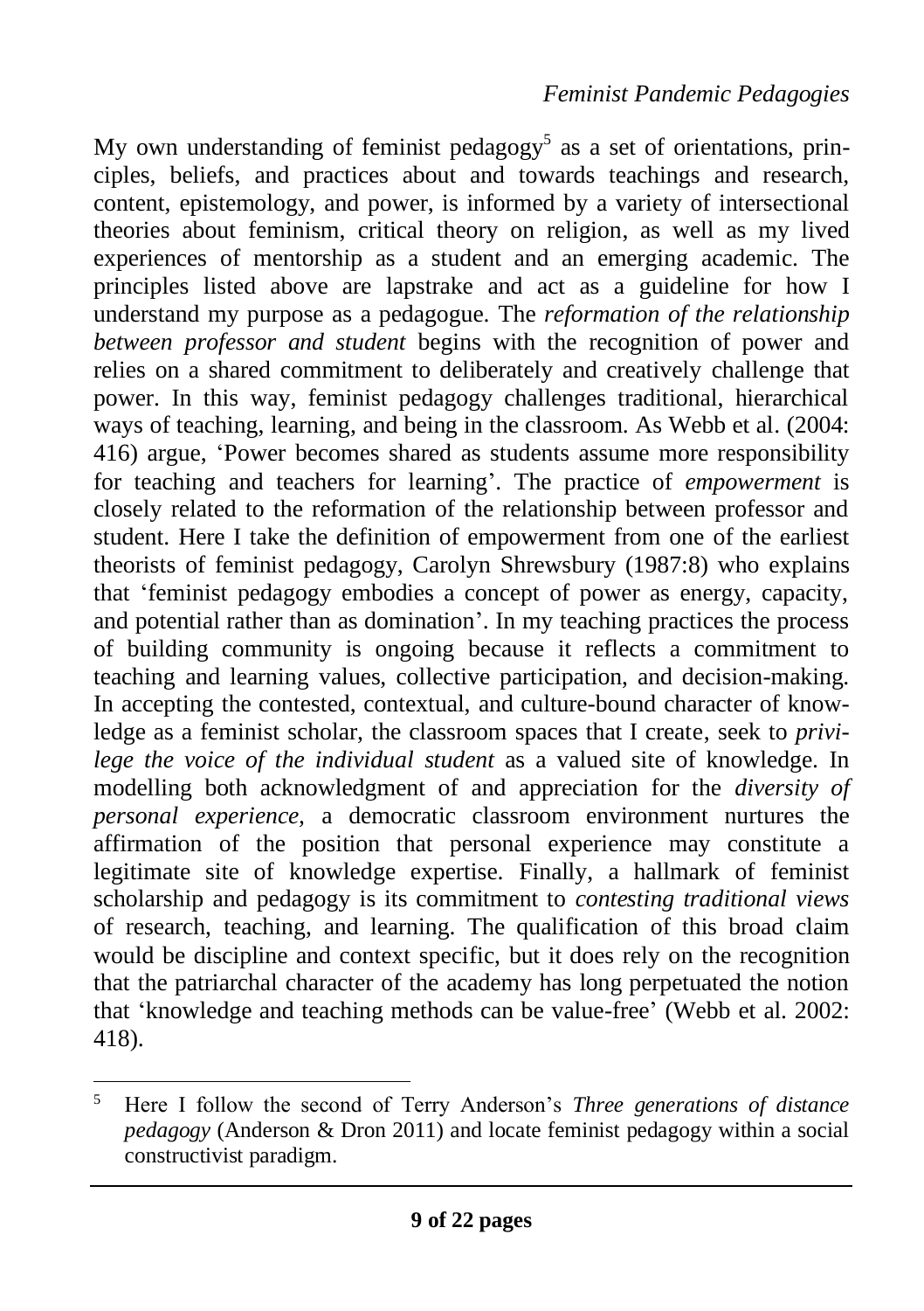My own understanding of feminist pedagogy[5] as a set of orientations, principles, beliefs, and practices about and towards teachings and research, content, epistemology, and power, is informed by a variety of intersectional theories about feminism, critical theory on religion, as well as my lived experiences of mentorship as a student and an emerging academic. The principles listed above are lapstrake and act as a guideline for how I understand my purpose as a pedagogue. The *reformation of the relationship between professor and student* begins with the recognition of power and relies on a shared commitment to deliberately and creatively challenge that power. In this way, feminist pedagogy challenges traditional, hierarchical ways of teaching, learning, and being in the classroom. As Webb et al. (2004: 416) argue, 'Power becomes shared as students assume more responsibility for teaching and teachers for learning'. The practice of *empowerment* is closely related to the reformation of the relationship between professor and student. Here I take the definition of empowerment from one of the earliest theorists of feminist pedagogy, Carolyn Shrewsbury (1987:8) who explains that 'feminist pedagogy embodies a concept of power as energy, capacity, and potential rather than as domination'. In my teaching practices the process of building community is ongoing because it reflects a commitment to teaching and learning values, collective participation, and decision-making. In accepting the contested, contextual, and culture-bound character of knowledge as a feminist scholar, the classroom spaces that I create, seek to *privilege the voice of the individual student* as a valued site of knowledge. In modelling both acknowledgment of and appreciation for the *diversity of personal experience,* a democratic classroom environment nurtures the affirmation of the position that personal experience may constitute a legitimate site of knowledge expertise. Finally, a hallmark of feminist scholarship and pedagogy is its commitment to *contesting traditional views* of research, teaching, and learning. The qualification of this broad claim would be discipline and context specific, but it does rely on the recognition that the patriarchal character of the academy has long perpetuated the notion that 'knowledge and teaching methods can be value-free' (Webb et al. 2002: 418).

---

[5] Here I follow the second of Terry Anderson's *Three generations of distance pedagogy* (Anderson & Dron 2011) and locate feminist pedagogy within a social constructivist paradigm.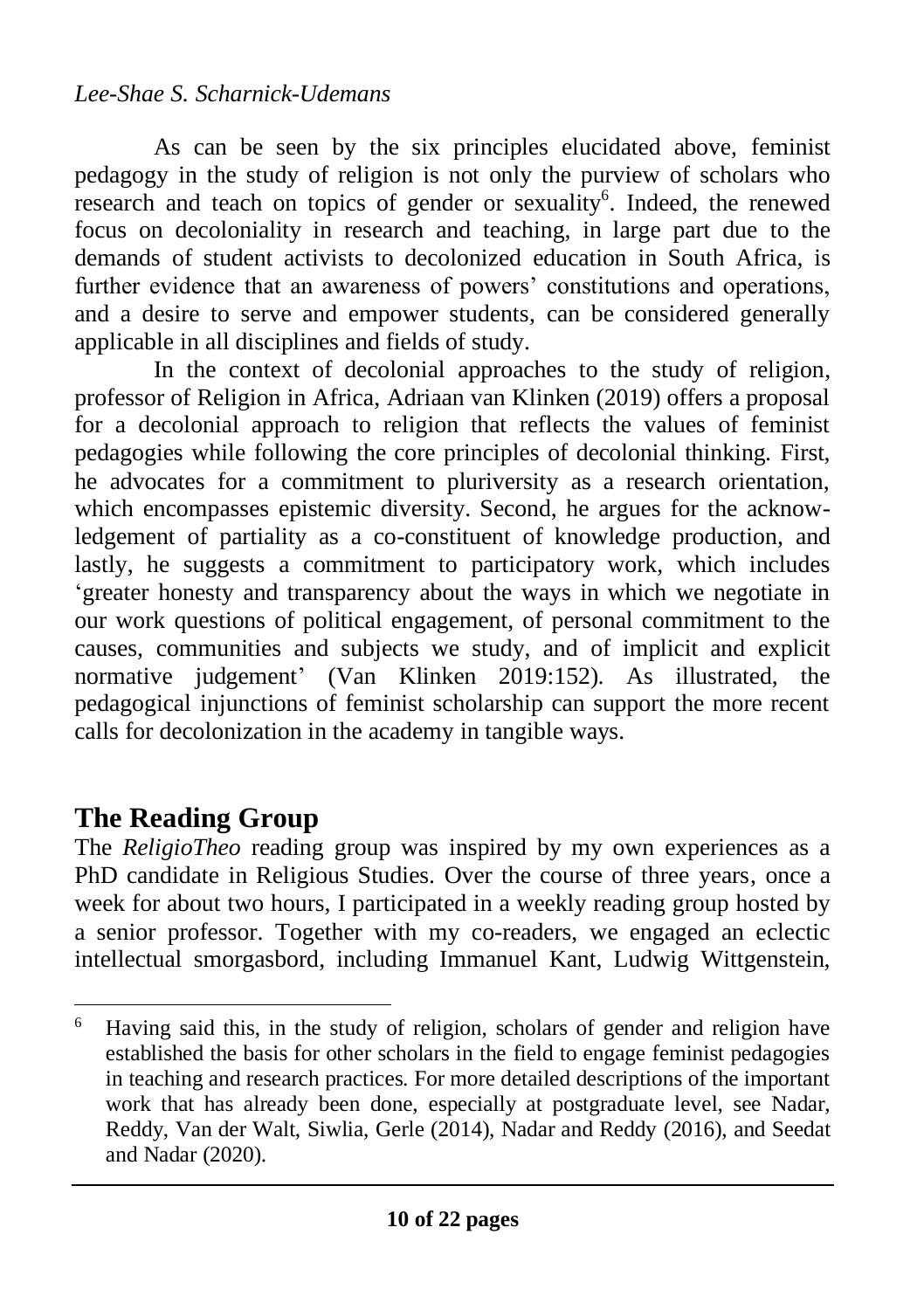As can be seen by the six principles elucidated above, feminist pedagogy in the study of religion is not only the purview of scholars who research and teach on topics of gender or sexuality[6]. Indeed, the renewed focus on decoloniality in research and teaching, in large part due to the demands of student activists to decolonized education in South Africa, is further evidence that an awareness of powers' constitutions and operations, and a desire to serve and empower students, can be considered generally applicable in all disciplines and fields of study.

In the context of decolonial approaches to the study of religion, professor of Religion in Africa, Adriaan van Klinken (2019) offers a proposal for a decolonial approach to religion that reflects the values of feminist pedagogies while following the core principles of decolonial thinking. First, he advocates for a commitment to pluriversity as a research orientation, which encompasses epistemic diversity. Second, he argues for the acknowledgement of partiality as a co-constituent of knowledge production, and lastly, he suggests a commitment to participatory work, which includes 'greater honesty and transparency about the ways in which we negotiate in our work questions of political engagement, of personal commitment to the causes, communities and subjects we study, and of implicit and explicit normative judgement' (Van Klinken 2019:152). As illustrated, the pedagogical injunctions of feminist scholarship can support the more recent calls for decolonization in the academy in tangible ways.

## The Reading Group

The *ReligioTheo* reading group was inspired by my own experiences as a PhD candidate in Religious Studies. Over the course of three years, once a week for about two hours, I participated in a weekly reading group hosted by a senior professor. Together with my co-readers, we engaged an eclectic intellectual smorgasbord, including Immanuel Kant, Ludwig Wittgenstein,

---

[6] Having said this, in the study of religion, scholars of gender and religion have established the basis for other scholars in the field to engage feminist pedagogies in teaching and research practices. For more detailed descriptions of the important work that has already been done, especially at postgraduate level, see Nadar, Reddy, Van der Walt, Siwlia, Gerle (2014), Nadar and Reddy (2016), and Seedat and Nadar (2020).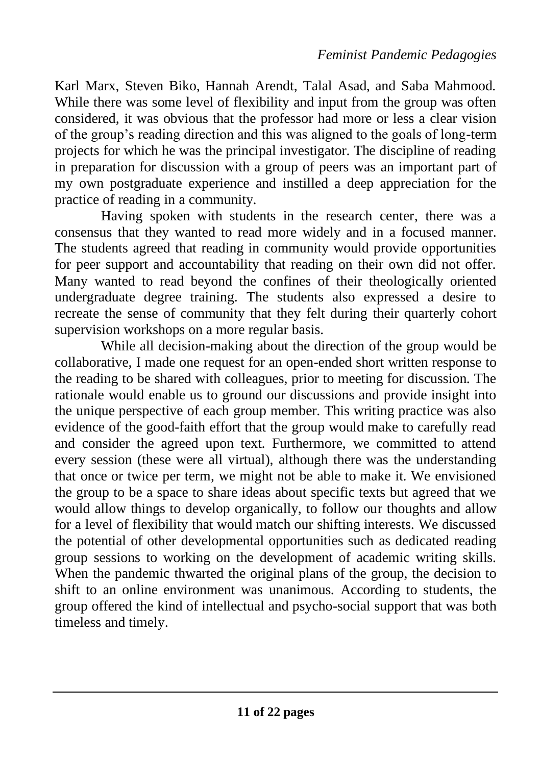Karl Marx, Steven Biko, Hannah Arendt, Talal Asad, and Saba Mahmood. While there was some level of flexibility and input from the group was often considered, it was obvious that the professor had more or less a clear vision of the group's reading direction and this was aligned to the goals of long-term projects for which he was the principal investigator. The discipline of reading in preparation for discussion with a group of peers was an important part of my own postgraduate experience and instilled a deep appreciation for the practice of reading in a community.

Having spoken with students in the research center, there was a consensus that they wanted to read more widely and in a focused manner. The students agreed that reading in community would provide opportunities for peer support and accountability that reading on their own did not offer. Many wanted to read beyond the confines of their theologically oriented undergraduate degree training. The students also expressed a desire to recreate the sense of community that they felt during their quarterly cohort supervision workshops on a more regular basis.

While all decision-making about the direction of the group would be collaborative, I made one request for an open-ended short written response to the reading to be shared with colleagues, prior to meeting for discussion. The rationale would enable us to ground our discussions and provide insight into the unique perspective of each group member. This writing practice was also evidence of the good-faith effort that the group would make to carefully read and consider the agreed upon text. Furthermore, we committed to attend every session (these were all virtual), although there was the understanding that once or twice per term, we might not be able to make it. We envisioned the group to be a space to share ideas about specific texts but agreed that we would allow things to develop organically, to follow our thoughts and allow for a level of flexibility that would match our shifting interests. We discussed the potential of other developmental opportunities such as dedicated reading group sessions to working on the development of academic writing skills. When the pandemic thwarted the original plans of the group, the decision to shift to an online environment was unanimous. According to students, the group offered the kind of intellectual and psycho-social support that was both timeless and timely.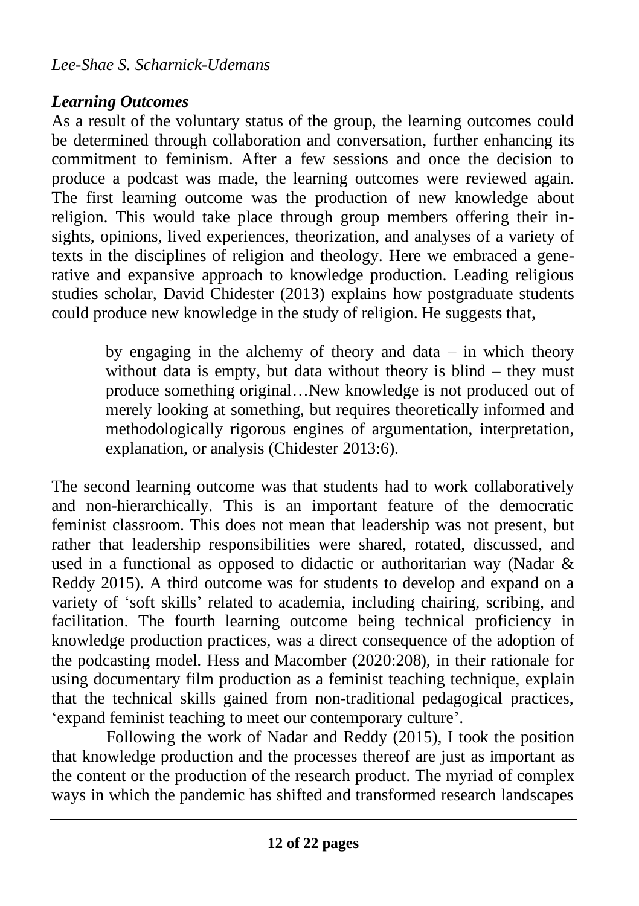### *Learning Outcomes*

As a result of the voluntary status of the group, the learning outcomes could be determined through collaboration and conversation, further enhancing its commitment to feminism. After a few sessions and once the decision to produce a podcast was made, the learning outcomes were reviewed again. The first learning outcome was the production of new knowledge about religion. This would take place through group members offering their insights, opinions, lived experiences, theorization, and analyses of a variety of texts in the disciplines of religion and theology. Here we embraced a generative and expansive approach to knowledge production. Leading religious studies scholar, David Chidester (2013) explains how postgraduate students could produce new knowledge in the study of religion. He suggests that,

> by engaging in the alchemy of theory and data – in which theory without data is empty, but data without theory is blind – they must produce something original…New knowledge is not produced out of merely looking at something, but requires theoretically informed and methodologically rigorous engines of argumentation, interpretation, explanation, or analysis (Chidester 2013:6).

The second learning outcome was that students had to work collaboratively and non-hierarchically. This is an important feature of the democratic feminist classroom. This does not mean that leadership was not present, but rather that leadership responsibilities were shared, rotated, discussed, and used in a functional as opposed to didactic or authoritarian way (Nadar & Reddy 2015). A third outcome was for students to develop and expand on a variety of 'soft skills' related to academia, including chairing, scribing, and facilitation. The fourth learning outcome being technical proficiency in knowledge production practices, was a direct consequence of the adoption of the podcasting model. Hess and Macomber (2020:208), in their rationale for using documentary film production as a feminist teaching technique, explain that the technical skills gained from non-traditional pedagogical practices, 'expand feminist teaching to meet our contemporary culture'.

Following the work of Nadar and Reddy (2015), I took the position that knowledge production and the processes thereof are just as important as the content or the production of the research product. The myriad of complex ways in which the pandemic has shifted and transformed research landscapes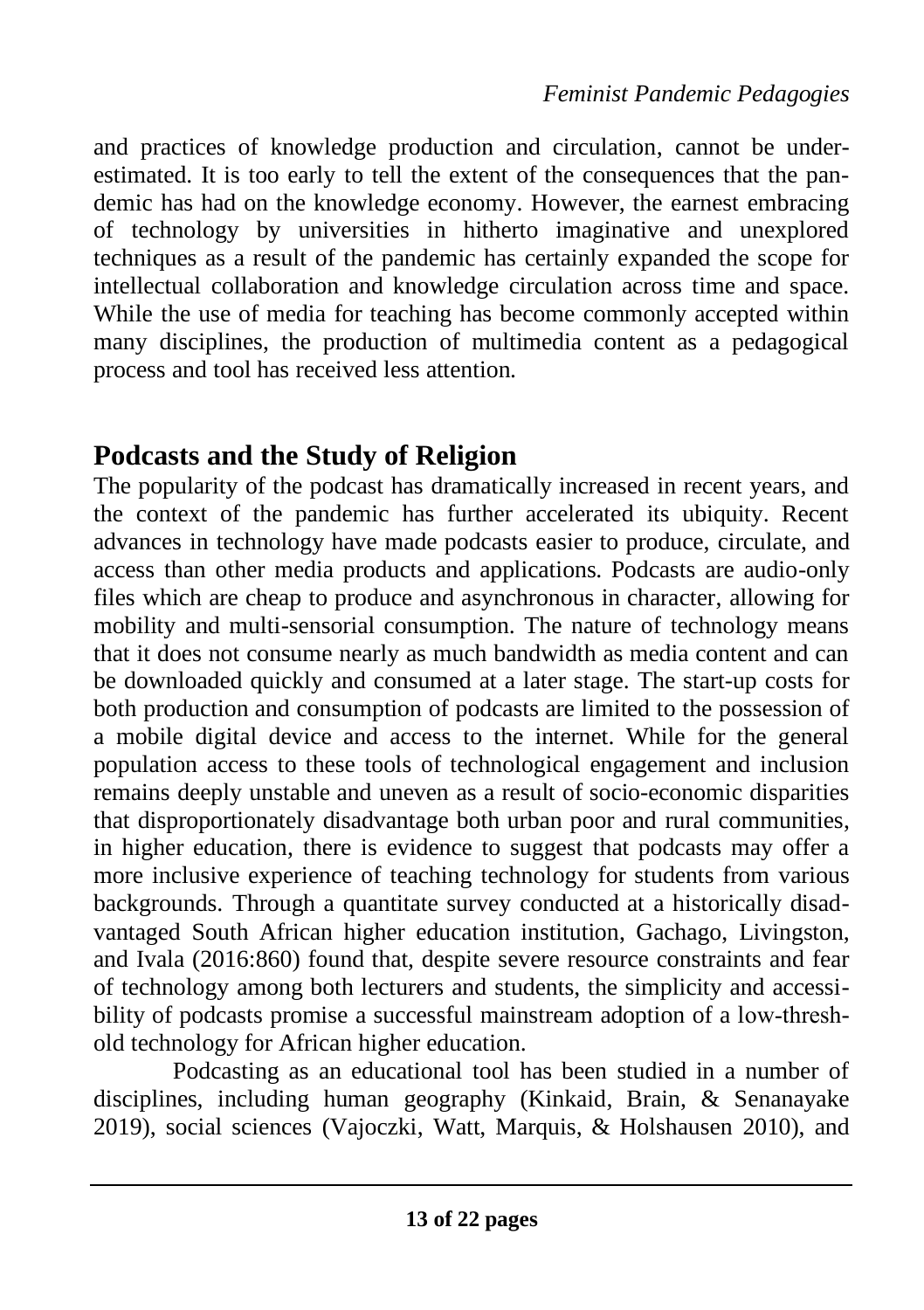and practices of knowledge production and circulation, cannot be underestimated. It is too early to tell the extent of the consequences that the pandemic has had on the knowledge economy. However, the earnest embracing of technology by universities in hitherto imaginative and unexplored techniques as a result of the pandemic has certainly expanded the scope for intellectual collaboration and knowledge circulation across time and space. While the use of media for teaching has become commonly accepted within many disciplines, the production of multimedia content as a pedagogical process and tool has received less attention.

## Podcasts and the Study of Religion

The popularity of the podcast has dramatically increased in recent years, and the context of the pandemic has further accelerated its ubiquity. Recent advances in technology have made podcasts easier to produce, circulate, and access than other media products and applications. Podcasts are audio-only files which are cheap to produce and asynchronous in character, allowing for mobility and multi-sensorial consumption. The nature of technology means that it does not consume nearly as much bandwidth as media content and can be downloaded quickly and consumed at a later stage. The start-up costs for both production and consumption of podcasts are limited to the possession of a mobile digital device and access to the internet. While for the general population access to these tools of technological engagement and inclusion remains deeply unstable and uneven as a result of socio-economic disparities that disproportionately disadvantage both urban poor and rural communities, in higher education, there is evidence to suggest that podcasts may offer a more inclusive experience of teaching technology for students from various backgrounds. Through a quantitate survey conducted at a historically disadvantaged South African higher education institution, Gachago, Livingston, and Ivala (2016:860) found that, despite severe resource constraints and fear of technology among both lecturers and students, the simplicity and accessibility of podcasts promise a successful mainstream adoption of a low-threshold technology for African higher education.

Podcasting as an educational tool has been studied in a number of disciplines, including human geography (Kinkaid, Brain, & Senanayake 2019), social sciences (Vajoczki, Watt, Marquis, & Holshausen 2010), and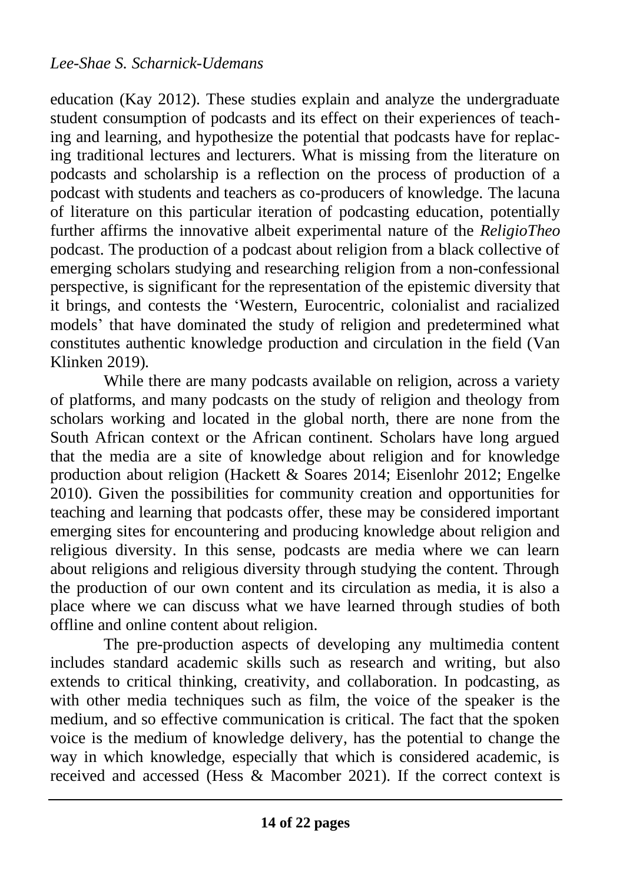education (Kay 2012). These studies explain and analyze the undergraduate student consumption of podcasts and its effect on their experiences of teaching and learning, and hypothesize the potential that podcasts have for replacing traditional lectures and lecturers. What is missing from the literature on podcasts and scholarship is a reflection on the process of production of a podcast with students and teachers as co-producers of knowledge. The lacuna of literature on this particular iteration of podcasting education, potentially further affirms the innovative albeit experimental nature of the *ReligioTheo* podcast. The production of a podcast about religion from a black collective of emerging scholars studying and researching religion from a non-confessional perspective, is significant for the representation of the epistemic diversity that it brings, and contests the 'Western, Eurocentric, colonialist and racialized models' that have dominated the study of religion and predetermined what constitutes authentic knowledge production and circulation in the field (Van Klinken 2019).

While there are many podcasts available on religion, across a variety of platforms, and many podcasts on the study of religion and theology from scholars working and located in the global north, there are none from the South African context or the African continent. Scholars have long argued that the media are a site of knowledge about religion and for knowledge production about religion (Hackett & Soares 2014; Eisenlohr 2012; Engelke 2010). Given the possibilities for community creation and opportunities for teaching and learning that podcasts offer, these may be considered important emerging sites for encountering and producing knowledge about religion and religious diversity. In this sense, podcasts are media where we can learn about religions and religious diversity through studying the content. Through the production of our own content and its circulation as media, it is also a place where we can discuss what we have learned through studies of both offline and online content about religion.

The pre-production aspects of developing any multimedia content includes standard academic skills such as research and writing, but also extends to critical thinking, creativity, and collaboration. In podcasting, as with other media techniques such as film, the voice of the speaker is the medium, and so effective communication is critical. The fact that the spoken voice is the medium of knowledge delivery, has the potential to change the way in which knowledge, especially that which is considered academic, is received and accessed (Hess & Macomber 2021). If the correct context is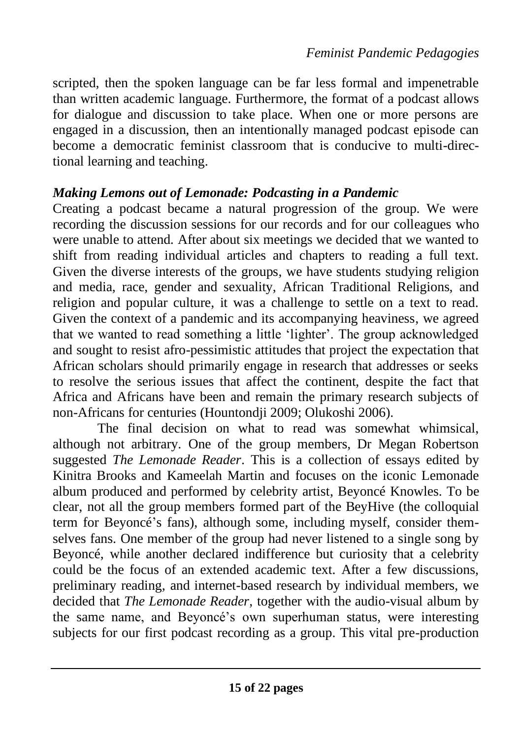scripted, then the spoken language can be far less formal and impenetrable than written academic language. Furthermore, the format of a podcast allows for dialogue and discussion to take place. When one or more persons are engaged in a discussion, then an intentionally managed podcast episode can become a democratic feminist classroom that is conducive to multi-directional learning and teaching.

### *Making Lemons out of Lemonade: Podcasting in a Pandemic*

Creating a podcast became a natural progression of the group. We were recording the discussion sessions for our records and for our colleagues who were unable to attend. After about six meetings we decided that we wanted to shift from reading individual articles and chapters to reading a full text. Given the diverse interests of the groups, we have students studying religion and media, race, gender and sexuality, African Traditional Religions, and religion and popular culture, it was a challenge to settle on a text to read. Given the context of a pandemic and its accompanying heaviness, we agreed that we wanted to read something a little 'lighter'. The group acknowledged and sought to resist afro-pessimistic attitudes that project the expectation that African scholars should primarily engage in research that addresses or seeks to resolve the serious issues that affect the continent, despite the fact that Africa and Africans have been and remain the primary research subjects of non-Africans for centuries (Hountondji 2009; Olukoshi 2006).

The final decision on what to read was somewhat whimsical, although not arbitrary. One of the group members, Dr Megan Robertson suggested *The Lemonade Reader*. This is a collection of essays edited by Kinitra Brooks and Kameelah Martin and focuses on the iconic Lemonade album produced and performed by celebrity artist, Beyoncé Knowles. To be clear, not all the group members formed part of the BeyHive (the colloquial term for Beyoncé's fans), although some, including myself, consider themselves fans. One member of the group had never listened to a single song by Beyoncé, while another declared indifference but curiosity that a celebrity could be the focus of an extended academic text. After a few discussions, preliminary reading, and internet-based research by individual members, we decided that *The Lemonade Reader*, together with the audio-visual album by the same name, and Beyoncé's own superhuman status, were interesting subjects for our first podcast recording as a group. This vital pre-production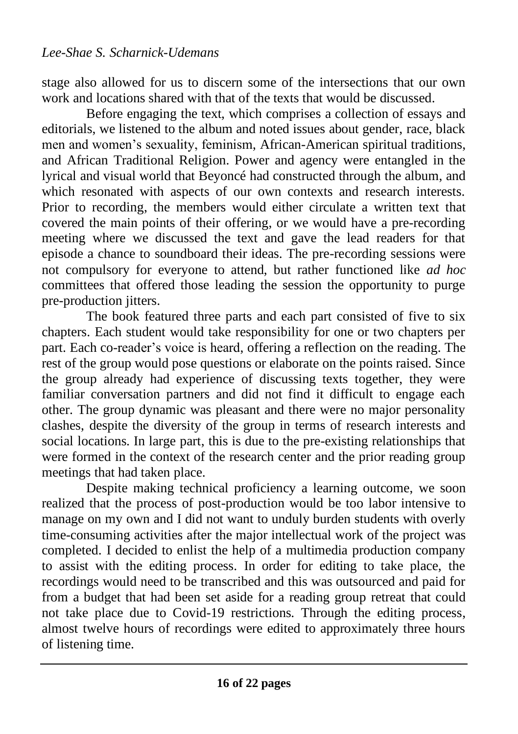stage also allowed for us to discern some of the intersections that our own work and locations shared with that of the texts that would be discussed.

Before engaging the text, which comprises a collection of essays and editorials, we listened to the album and noted issues about gender, race, black men and women's sexuality, feminism, African-American spiritual traditions, and African Traditional Religion. Power and agency were entangled in the lyrical and visual world that Beyoncé had constructed through the album, and which resonated with aspects of our own contexts and research interests. Prior to recording, the members would either circulate a written text that covered the main points of their offering, or we would have a pre-recording meeting where we discussed the text and gave the lead readers for that episode a chance to soundboard their ideas. The pre-recording sessions were not compulsory for everyone to attend, but rather functioned like *ad hoc* committees that offered those leading the session the opportunity to purge pre-production jitters.

The book featured three parts and each part consisted of five to six chapters. Each student would take responsibility for one or two chapters per part. Each co-reader's voice is heard, offering a reflection on the reading. The rest of the group would pose questions or elaborate on the points raised. Since the group already had experience of discussing texts together, they were familiar conversation partners and did not find it difficult to engage each other. The group dynamic was pleasant and there were no major personality clashes, despite the diversity of the group in terms of research interests and social locations. In large part, this is due to the pre-existing relationships that were formed in the context of the research center and the prior reading group meetings that had taken place.

Despite making technical proficiency a learning outcome, we soon realized that the process of post-production would be too labor intensive to manage on my own and I did not want to unduly burden students with overly time-consuming activities after the major intellectual work of the project was completed. I decided to enlist the help of a multimedia production company to assist with the editing process. In order for editing to take place, the recordings would need to be transcribed and this was outsourced and paid for from a budget that had been set aside for a reading group retreat that could not take place due to Covid-19 restrictions. Through the editing process, almost twelve hours of recordings were edited to approximately three hours of listening time.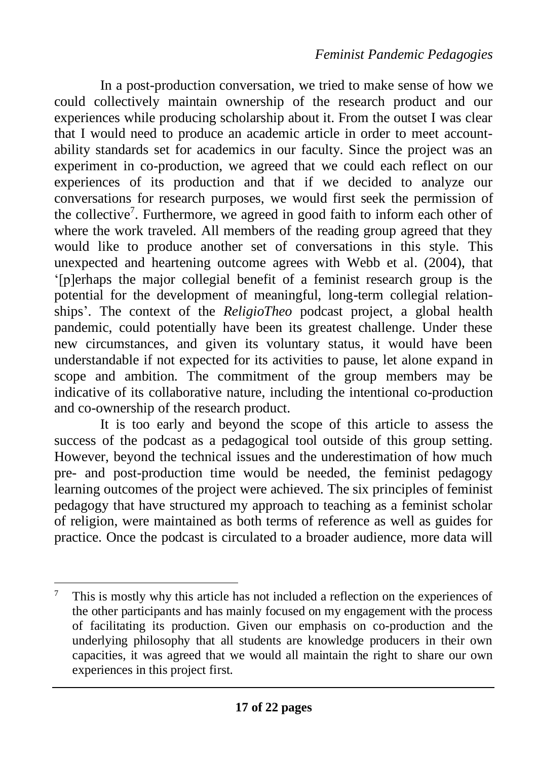In a post-production conversation, we tried to make sense of how we could collectively maintain ownership of the research product and our experiences while producing scholarship about it. From the outset I was clear that I would need to produce an academic article in order to meet accountability standards set for academics in our faculty. Since the project was an experiment in co-production, we agreed that we could each reflect on our experiences of its production and that if we decided to analyze our conversations for research purposes, we would first seek the permission of the collective[7]. Furthermore, we agreed in good faith to inform each other of where the work traveled. All members of the reading group agreed that they would like to produce another set of conversations in this style. This unexpected and heartening outcome agrees with Webb et al. (2004), that '[p]erhaps the major collegial benefit of a feminist research group is the potential for the development of meaningful, long-term collegial relationships'. The context of the *ReligioTheo* podcast project, a global health pandemic, could potentially have been its greatest challenge. Under these new circumstances, and given its voluntary status, it would have been understandable if not expected for its activities to pause, let alone expand in scope and ambition. The commitment of the group members may be indicative of its collaborative nature, including the intentional co-production and co-ownership of the research product.

It is too early and beyond the scope of this article to assess the success of the podcast as a pedagogical tool outside of this group setting. However, beyond the technical issues and the underestimation of how much pre- and post-production time would be needed, the feminist pedagogy learning outcomes of the project were achieved. The six principles of feminist pedagogy that have structured my approach to teaching as a feminist scholar of religion, were maintained as both terms of reference as well as guides for practice. Once the podcast is circulated to a broader audience, more data will

---

[7] This is mostly why this article has not included a reflection on the experiences of the other participants and has mainly focused on my engagement with the process of facilitating its production. Given our emphasis on co-production and the underlying philosophy that all students are knowledge producers in their own capacities, it was agreed that we would all maintain the right to share our own experiences in this project first.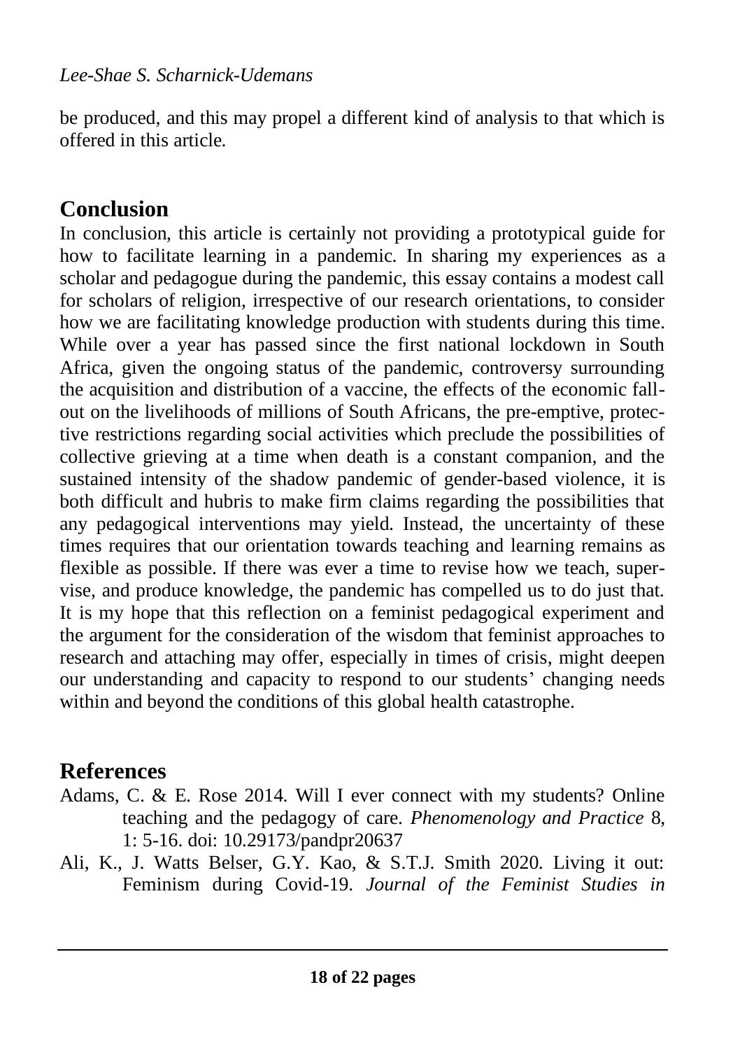be produced, and this may propel a different kind of analysis to that which is offered in this article.

## Conclusion

In conclusion, this article is certainly not providing a prototypical guide for how to facilitate learning in a pandemic. In sharing my experiences as a scholar and pedagogue during the pandemic, this essay contains a modest call for scholars of religion, irrespective of our research orientations, to consider how we are facilitating knowledge production with students during this time. While over a year has passed since the first national lockdown in South Africa, given the ongoing status of the pandemic, controversy surrounding the acquisition and distribution of a vaccine, the effects of the economic fall-out on the livelihoods of millions of South Africans, the pre-emptive, protective restrictions regarding social activities which preclude the possibilities of collective grieving at a time when death is a constant companion, and the sustained intensity of the shadow pandemic of gender-based violence, it is both difficult and hubris to make firm claims regarding the possibilities that any pedagogical interventions may yield. Instead, the uncertainty of these times requires that our orientation towards teaching and learning remains as flexible as possible. If there was ever a time to revise how we teach, supervise, and produce knowledge, the pandemic has compelled us to do just that. It is my hope that this reflection on a feminist pedagogical experiment and the argument for the consideration of the wisdom that feminist approaches to research and attaching may offer, especially in times of crisis, might deepen our understanding and capacity to respond to our students' changing needs within and beyond the conditions of this global health catastrophe.

## References

Adams, C. & E. Rose 2014. Will I ever connect with my students? Online teaching and the pedagogy of care. *Phenomenology and Practice* 8, 1: 5-16. doi: 10.29173/pandpr20637

Ali, K., J. Watts Belser, G.Y. Kao, & S.T.J. Smith 2020. Living it out: Feminism during Covid-19. *Journal of the Feminist Studies in*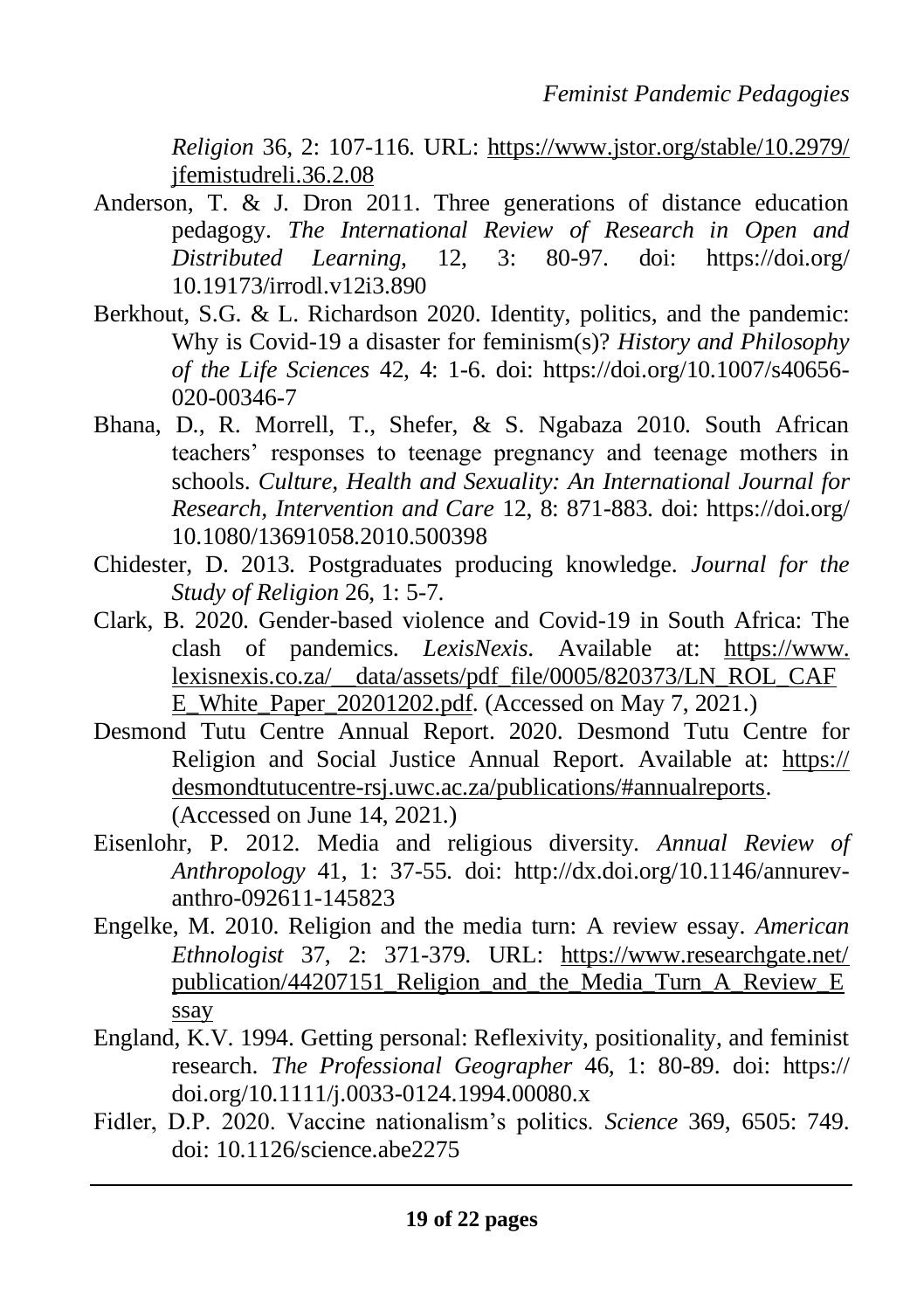*Religion* 36, 2: 107-116. URL: https://www.jstor.org/stable/10.2979/jfemistudreli.36.2.08

Anderson, T. & J. Dron 2011. Three generations of distance education pedagogy. *The International Review of Research in Open and Distributed Learning,* 12, 3: 80-97. doi: https://doi.org/10.19173/irrodl.v12i3.890

Berkhout, S.G. & L. Richardson 2020. Identity, politics, and the pandemic: Why is Covid-19 a disaster for feminism(s)? *History and Philosophy of the Life Sciences* 42, 4: 1-6. doi: https://doi.org/10.1007/s40656-020-00346-7

Bhana, D., R. Morrell, T., Shefer, & S. Ngabaza 2010. South African teachers' responses to teenage pregnancy and teenage mothers in schools. *Culture, Health and Sexuality: An International Journal for Research, Intervention and Care* 12, 8: 871-883. doi: https://doi.org/10.1080/13691058.2010.500398

Chidester, D. 2013. Postgraduates producing knowledge. *Journal for the Study of Religion* 26, 1: 5-7.

Clark, B. 2020. Gender-based violence and Covid-19 in South Africa: The clash of pandemics. *LexisNexis.* Available at: https://www.lexisnexis.co.za/__data/assets/pdf_file/0005/820373/LN_ROL_CAFE_White_Paper_20201202.pdf. (Accessed on May 7, 2021.)

Desmond Tutu Centre Annual Report. 2020. Desmond Tutu Centre for Religion and Social Justice Annual Report. Available at: https://desmondtutucentre-rsj.uwc.ac.za/publications/#annualreports. (Accessed on June 14, 2021.)

Eisenlohr, P. 2012. Media and religious diversity. *Annual Review of Anthropology* 41, 1: 37-55. doi: http://dx.doi.org/10.1146/annurev-anthro-092611-145823

Engelke, M. 2010. Religion and the media turn: A review essay. *American Ethnologist* 37, 2: 371-379. URL: https://www.researchgate.net/publication/44207151_Religion_and_the_Media_Turn_A_Review_Essay

England, K.V. 1994. Getting personal: Reflexivity, positionality, and feminist research. *The Professional Geographer* 46, 1: 80-89. doi: https://doi.org/10.1111/j.0033-0124.1994.00080.x

Fidler, D.P. 2020. Vaccine nationalism's politics. *Science* 369, 6505: 749. doi: 10.1126/science.abe2275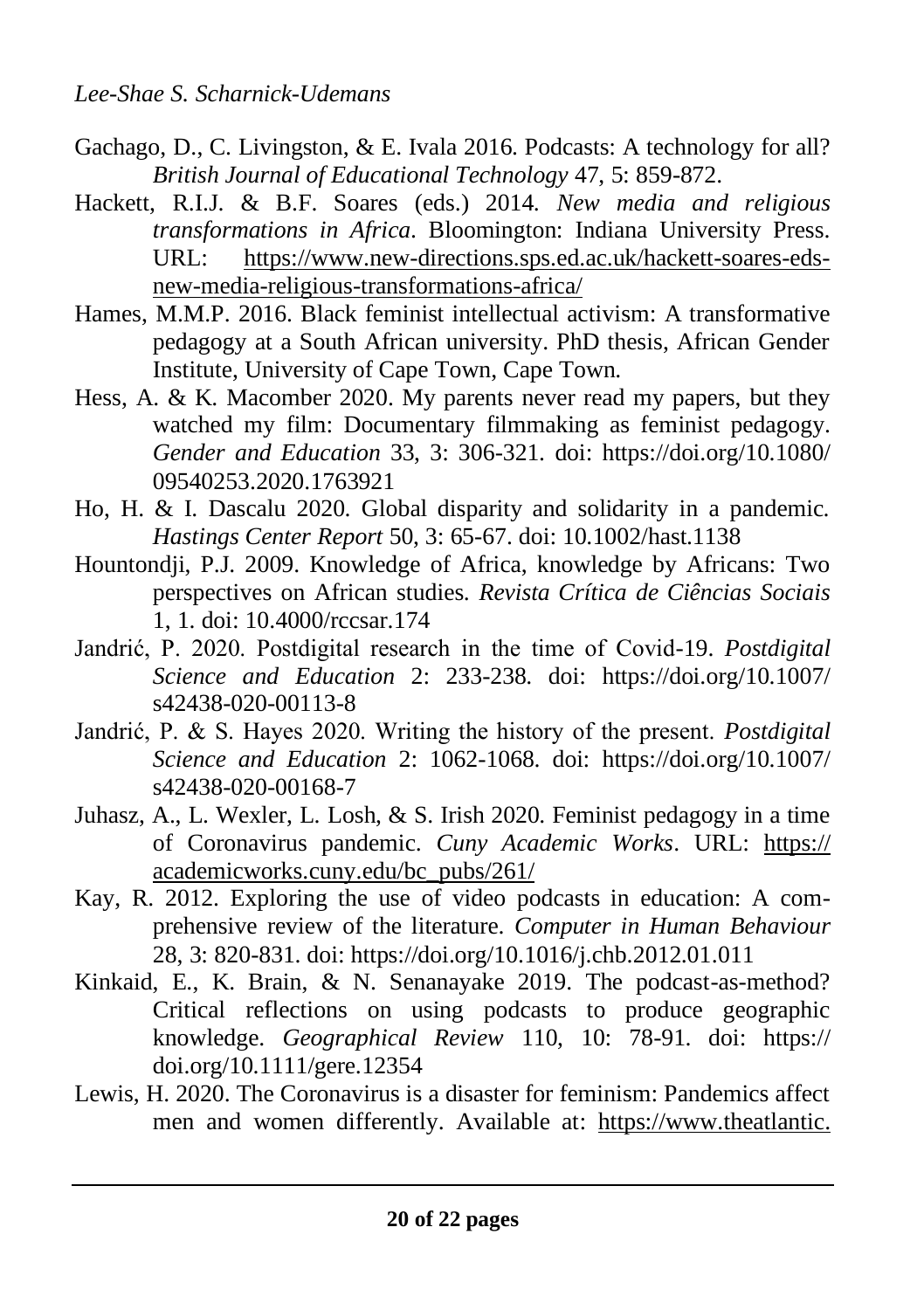Gachago, D., C. Livingston, & E. Ivala 2016. Podcasts: A technology for all? *British Journal of Educational Technology* 47, 5: 859-872.

Hackett, R.I.J. & B.F. Soares (eds.) 2014. *New media and religious transformations in Africa*. Bloomington: Indiana University Press. URL: https://www.new-directions.sps.ed.ac.uk/hackett-soares-eds-new-media-religious-transformations-africa/

Hames, M.M.P. 2016. Black feminist intellectual activism: A transformative pedagogy at a South African university. PhD thesis, African Gender Institute, University of Cape Town, Cape Town.

Hess, A. & K. Macomber 2020. My parents never read my papers, but they watched my film: Documentary filmmaking as feminist pedagogy. *Gender and Education* 33, 3: 306-321. doi: https://doi.org/10.1080/09540253.2020.1763921

Ho, H. & I. Dascalu 2020. Global disparity and solidarity in a pandemic. *Hastings Center Report* 50, 3: 65-67. doi: 10.1002/hast.1138

Hountondji, P.J. 2009. Knowledge of Africa, knowledge by Africans: Two perspectives on African studies. *Revista Crítica de Ciências Sociais* 1, 1. doi: 10.4000/rccsar.174

Jandrić, P. 2020. Postdigital research in the time of Covid-19. *Postdigital Science and Education* 2: 233-238. doi: https://doi.org/10.1007/s42438-020-00113-8

Jandrić, P. & S. Hayes 2020. Writing the history of the present. *Postdigital Science and Education* 2: 1062-1068. doi: https://doi.org/10.1007/s42438-020-00168-7

Juhasz, A., L. Wexler, L. Losh, & S. Irish 2020. Feminist pedagogy in a time of Coronavirus pandemic. *Cuny Academic Works*. URL: https://academicworks.cuny.edu/bc_pubs/261/

Kay, R. 2012. Exploring the use of video podcasts in education: A comprehensive review of the literature. *Computer in Human Behaviour* 28, 3: 820-831. doi: https://doi.org/10.1016/j.chb.2012.01.011

Kinkaid, E., K. Brain, & N. Senanayake 2019. The podcast-as-method? Critical reflections on using podcasts to produce geographic knowledge. *Geographical Review* 110, 10: 78-91. doi: https://doi.org/10.1111/gere.12354

Lewis, H. 2020. The Coronavirus is a disaster for feminism: Pandemics affect men and women differently. Available at: https://www.theatlantic.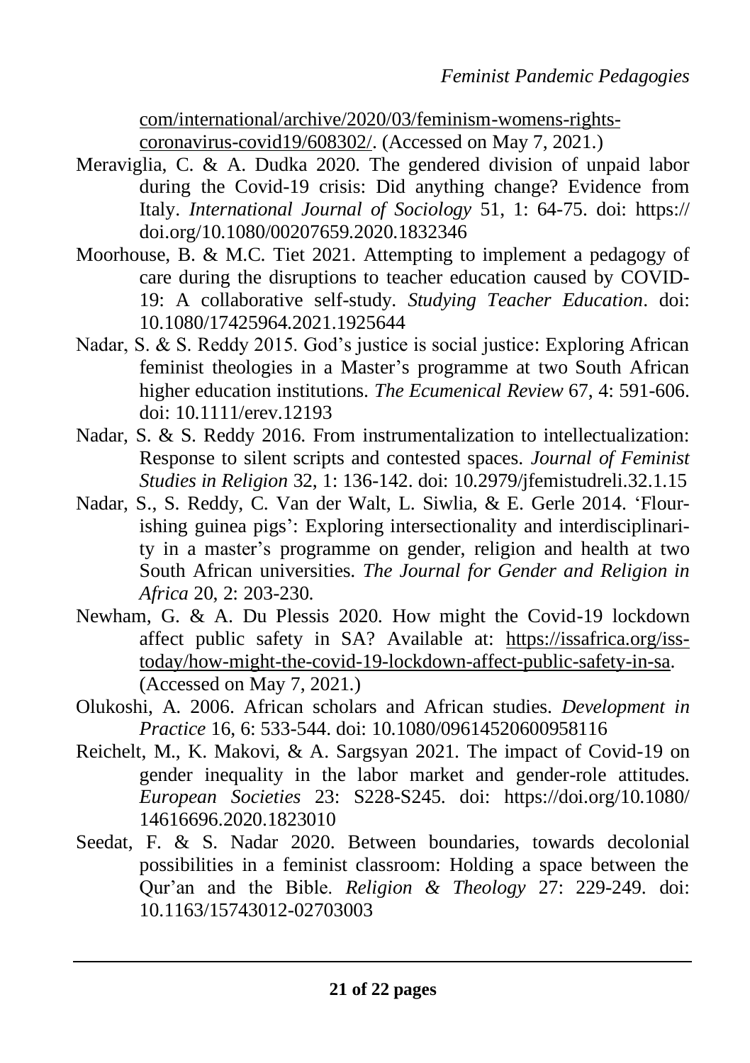com/international/archive/2020/03/feminism-womens-rights-coronavirus-covid19/608302/. (Accessed on May 7, 2021.)

Meraviglia, C. & A. Dudka 2020. The gendered division of unpaid labor during the Covid-19 crisis: Did anything change? Evidence from Italy. *International Journal of Sociology* 51, 1: 64-75. doi: https://doi.org/10.1080/00207659.2020.1832346

Moorhouse, B. & M.C. Tiet 2021. Attempting to implement a pedagogy of care during the disruptions to teacher education caused by COVID-19: A collaborative self-study. *Studying Teacher Education*. doi: 10.1080/17425964.2021.1925644

Nadar, S. & S. Reddy 2015. God's justice is social justice: Exploring African feminist theologies in a Master's programme at two South African higher education institutions. *The Ecumenical Review* 67, 4: 591-606. doi: 10.1111/erev.12193

Nadar, S. & S. Reddy 2016. From instrumentalization to intellectualization: Response to silent scripts and contested spaces. *Journal of Feminist Studies in Religion* 32, 1: 136-142. doi: 10.2979/jfemistudreli.32.1.15

Nadar, S., S. Reddy, C. Van der Walt, L. Siwlia, & E. Gerle 2014. 'Flourishing guinea pigs': Exploring intersectionality and interdisciplinarity in a master's programme on gender, religion and health at two South African universities. *The Journal for Gender and Religion in Africa* 20, 2: 203-230.

Newham, G. & A. Du Plessis 2020. How might the Covid-19 lockdown affect public safety in SA? Available at: https://issafrica.org/iss-today/how-might-the-covid-19-lockdown-affect-public-safety-in-sa. (Accessed on May 7, 2021.)

Olukoshi, A. 2006. African scholars and African studies. *Development in Practice* 16, 6: 533-544. doi: 10.1080/09614520600958116

Reichelt, M., K. Makovi, & A. Sargsyan 2021. The impact of Covid-19 on gender inequality in the labor market and gender-role attitudes. *European Societies* 23: S228-S245. doi: https://doi.org/10.1080/14616696.2020.1823010

Seedat, F. & S. Nadar 2020. Between boundaries, towards decolonial possibilities in a feminist classroom: Holding a space between the Qur'an and the Bible. *Religion & Theology* 27: 229-249. doi: 10.1163/15743012-02703003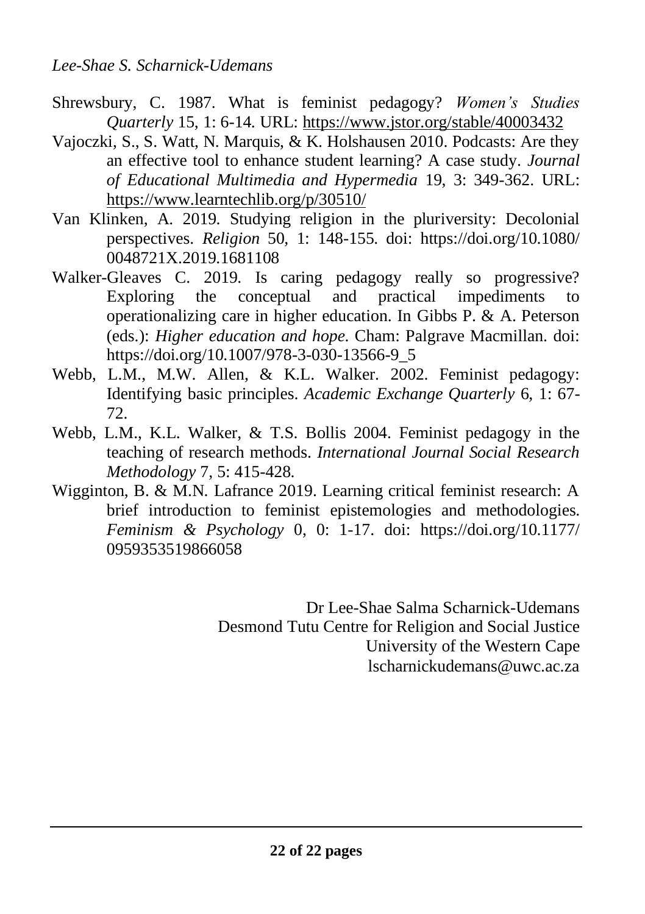Shrewsbury, C. 1987. What is feminist pedagogy? *Women's Studies Quarterly* 15, 1: 6-14. URL: https://www.jstor.org/stable/40003432

Vajoczki, S., S. Watt, N. Marquis, & K. Holshausen 2010. Podcasts: Are they an effective tool to enhance student learning? A case study. *Journal of Educational Multimedia and Hypermedia* 19, 3: 349-362. URL: https://www.learntechlib.org/p/30510/

Van Klinken, A. 2019. Studying religion in the pluriversity: Decolonial perspectives. *Religion* 50, 1: 148-155. doi: https://doi.org/10.1080/0048721X.2019.1681108

Walker-Gleaves C. 2019. Is caring pedagogy really so progressive? Exploring the conceptual and practical impediments to operationalizing care in higher education. In Gibbs P. & A. Peterson (eds.): *Higher education and hope*. Cham: Palgrave Macmillan. doi: https://doi.org/10.1007/978-3-030-13566-9_5

Webb, L.M., M.W. Allen, & K.L. Walker. 2002. Feminist pedagogy: Identifying basic principles. *Academic Exchange Quarterly* 6, 1: 67-72.

Webb, L.M., K.L. Walker, & T.S. Bollis 2004. Feminist pedagogy in the teaching of research methods. *International Journal Social Research Methodology* 7, 5: 415-428.

Wigginton, B. & M.N. Lafrance 2019. Learning critical feminist research: A brief introduction to feminist epistemologies and methodologies. *Feminism & Psychology* 0, 0: 1-17. doi: https://doi.org/10.1177/0959353519866058

Dr Lee-Shae Salma Scharnick-Udemans
Desmond Tutu Centre for Religion and Social Justice
University of the Western Cape
lscharnickudemans@uwc.ac.za